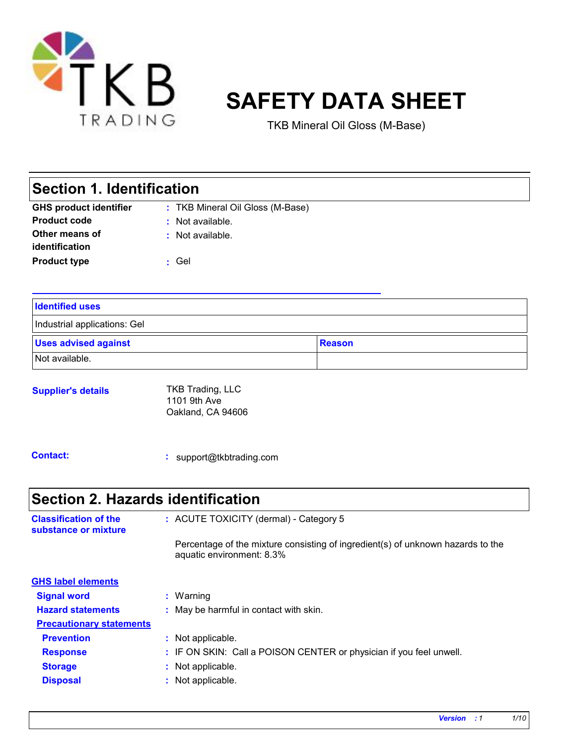TKB TRADING

# SAFETY DATA SHEET

TKB Mineral Oil Gloss (M-Base)

## Section 1. Identification

**GHS product identifier** : TKB Mineral Oil Gloss (M-Base)

**Product code** : Not available.

**Other means of identification** : Not available.

**Product type** : Gel

| Identified uses | |
| --- | --- |
| Industrial applications: Gel | |
| **Uses advised against** | **Reason** |
| Not available. | |

**Supplier's details**

TKB Trading, LLC
1101 9th Ave
Oakland, CA 94606

**Contact:** : support@tkbtrading.com

## Section 2. Hazards identification

**Classification of the substance or mixture** : ACUTE TOXICITY (dermal) - Category 5

Percentage of the mixture consisting of ingredient(s) of unknown hazards to the aquatic environment: 8.3%

**GHS label elements**

**Signal word** : Warning

**Hazard statements** : May be harmful in contact with skin.

**Precautionary statements**

**Prevention** : Not applicable.

**Response** : IF ON SKIN: Call a POISON CENTER or physician if you feel unwell.

**Storage** : Not applicable.

**Disposal** : Not applicable.

*Version : 1*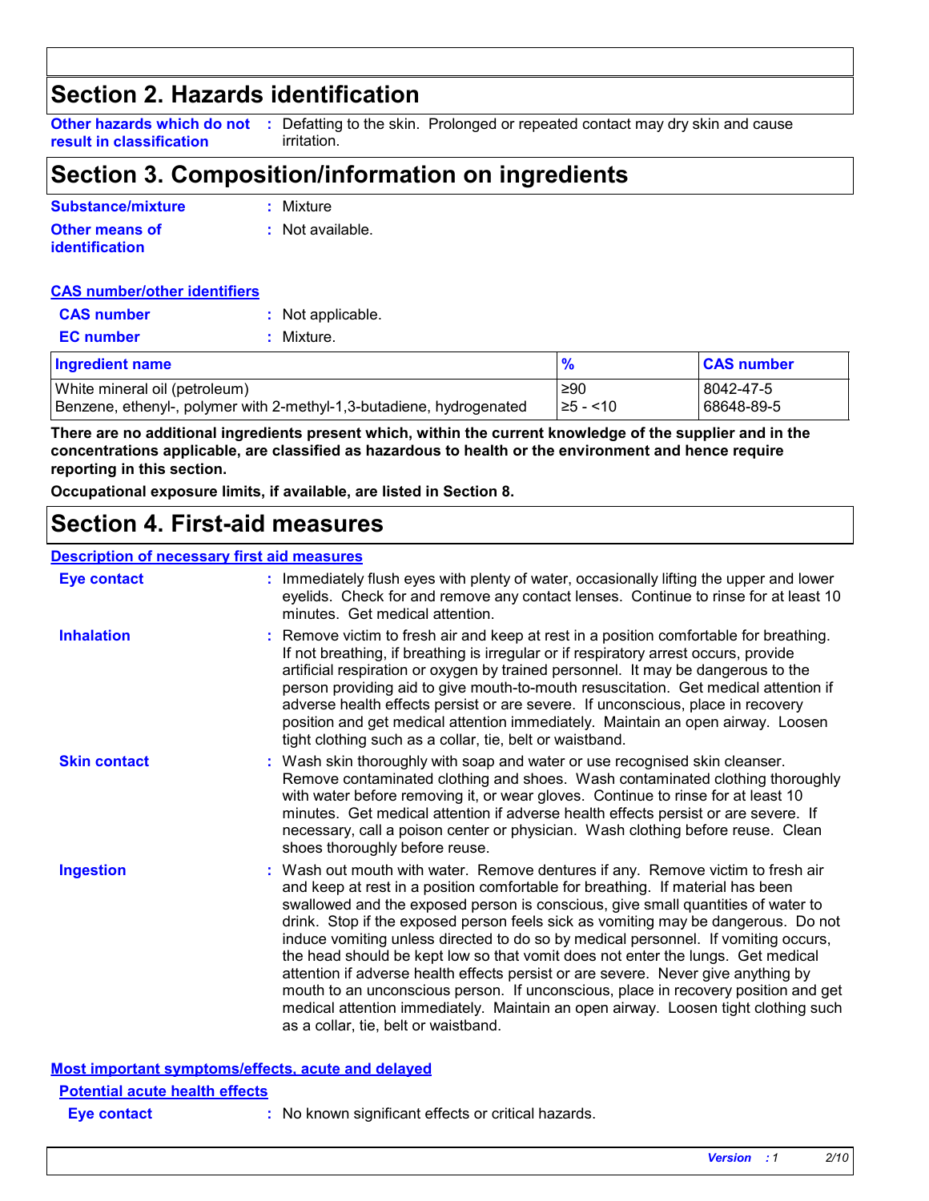# Section 2. Hazards identification

**Other hazards which do not result in classification** : Defatting to the skin. Prolonged or repeated contact may dry skin and cause irritation.

# Section 3. Composition/information on ingredients

**Substance/mixture** : Mixture

**Other means of identification** : Not available.

**CAS number/other identifiers**

**CAS number** : Not applicable.

**EC number** : Mixture.

| Ingredient name | % | CAS number |
|---|---|---|
| White mineral oil (petroleum) | ≥90 | 8042-47-5 |
| Benzene, ethenyl-, polymer with 2-methyl-1,3-butadiene, hydrogenated | ≥5 - <10 | 68648-89-5 |

**There are no additional ingredients present which, within the current knowledge of the supplier and in the concentrations applicable, are classified as hazardous to health or the environment and hence require reporting in this section.**

**Occupational exposure limits, if available, are listed in Section 8.**

# Section 4. First-aid measures

**Description of necessary first aid measures**

**Eye contact** : Immediately flush eyes with plenty of water, occasionally lifting the upper and lower eyelids. Check for and remove any contact lenses. Continue to rinse for at least 10 minutes. Get medical attention.

**Inhalation** : Remove victim to fresh air and keep at rest in a position comfortable for breathing. If not breathing, if breathing is irregular or if respiratory arrest occurs, provide artificial respiration or oxygen by trained personnel. It may be dangerous to the person providing aid to give mouth-to-mouth resuscitation. Get medical attention if adverse health effects persist or are severe. If unconscious, place in recovery position and get medical attention immediately. Maintain an open airway. Loosen tight clothing such as a collar, tie, belt or waistband.

**Skin contact** : Wash skin thoroughly with soap and water or use recognised skin cleanser. Remove contaminated clothing and shoes. Wash contaminated clothing thoroughly with water before removing it, or wear gloves. Continue to rinse for at least 10 minutes. Get medical attention if adverse health effects persist or are severe. If necessary, call a poison center or physician. Wash clothing before reuse. Clean shoes thoroughly before reuse.

**Ingestion** : Wash out mouth with water. Remove dentures if any. Remove victim to fresh air and keep at rest in a position comfortable for breathing. If material has been swallowed and the exposed person is conscious, give small quantities of water to drink. Stop if the exposed person feels sick as vomiting may be dangerous. Do not induce vomiting unless directed to do so by medical personnel. If vomiting occurs, the head should be kept low so that vomit does not enter the lungs. Get medical attention if adverse health effects persist or are severe. Never give anything by mouth to an unconscious person. If unconscious, place in recovery position and get medical attention immediately. Maintain an open airway. Loosen tight clothing such as a collar, tie, belt or waistband.

**Most important symptoms/effects, acute and delayed**

**Potential acute health effects**

**Eye contact** : No known significant effects or critical hazards.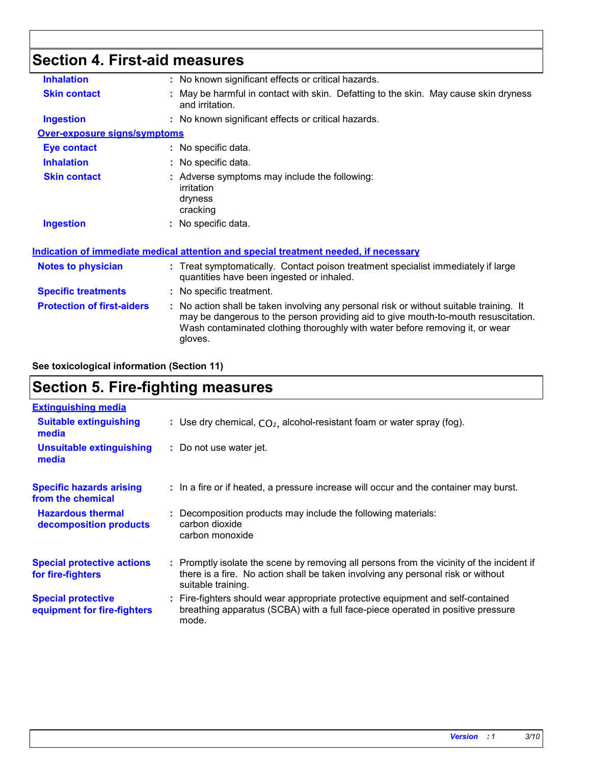## Section 4. First-aid measures

**Inhalation** : No known significant effects or critical hazards.

**Skin contact** : May be harmful in contact with skin. Defatting to the skin. May cause skin dryness and irritation.

**Ingestion** : No known significant effects or critical hazards.

**Over-exposure signs/symptoms**

**Eye contact** : No specific data.

**Inhalation** : No specific data.

**Skin contact** : Adverse symptoms may include the following:
irritation
dryness
cracking

**Ingestion** : No specific data.

**Indication of immediate medical attention and special treatment needed, if necessary**

**Notes to physician** : Treat symptomatically. Contact poison treatment specialist immediately if large quantities have been ingested or inhaled.

**Specific treatments** : No specific treatment.

**Protection of first-aiders** : No action shall be taken involving any personal risk or without suitable training. It may be dangerous to the person providing aid to give mouth-to-mouth resuscitation. Wash contaminated clothing thoroughly with water before removing it, or wear gloves.

**See toxicological information (Section 11)**

## Section 5. Fire-fighting measures

**Extinguishing media**

**Suitable extinguishing media** : Use dry chemical, $CO_2$, alcohol-resistant foam or water spray (fog).

**Unsuitable extinguishing media** : Do not use water jet.

**Specific hazards arising from the chemical** : In a fire or if heated, a pressure increase will occur and the container may burst.

**Hazardous thermal decomposition products** : Decomposition products may include the following materials:
carbon dioxide
carbon monoxide

**Special protective actions for fire-fighters** : Promptly isolate the scene by removing all persons from the vicinity of the incident if there is a fire. No action shall be taken involving any personal risk or without suitable training.

**Special protective equipment for fire-fighters** : Fire-fighters should wear appropriate protective equipment and self-contained breathing apparatus (SCBA) with a full face-piece operated in positive pressure mode.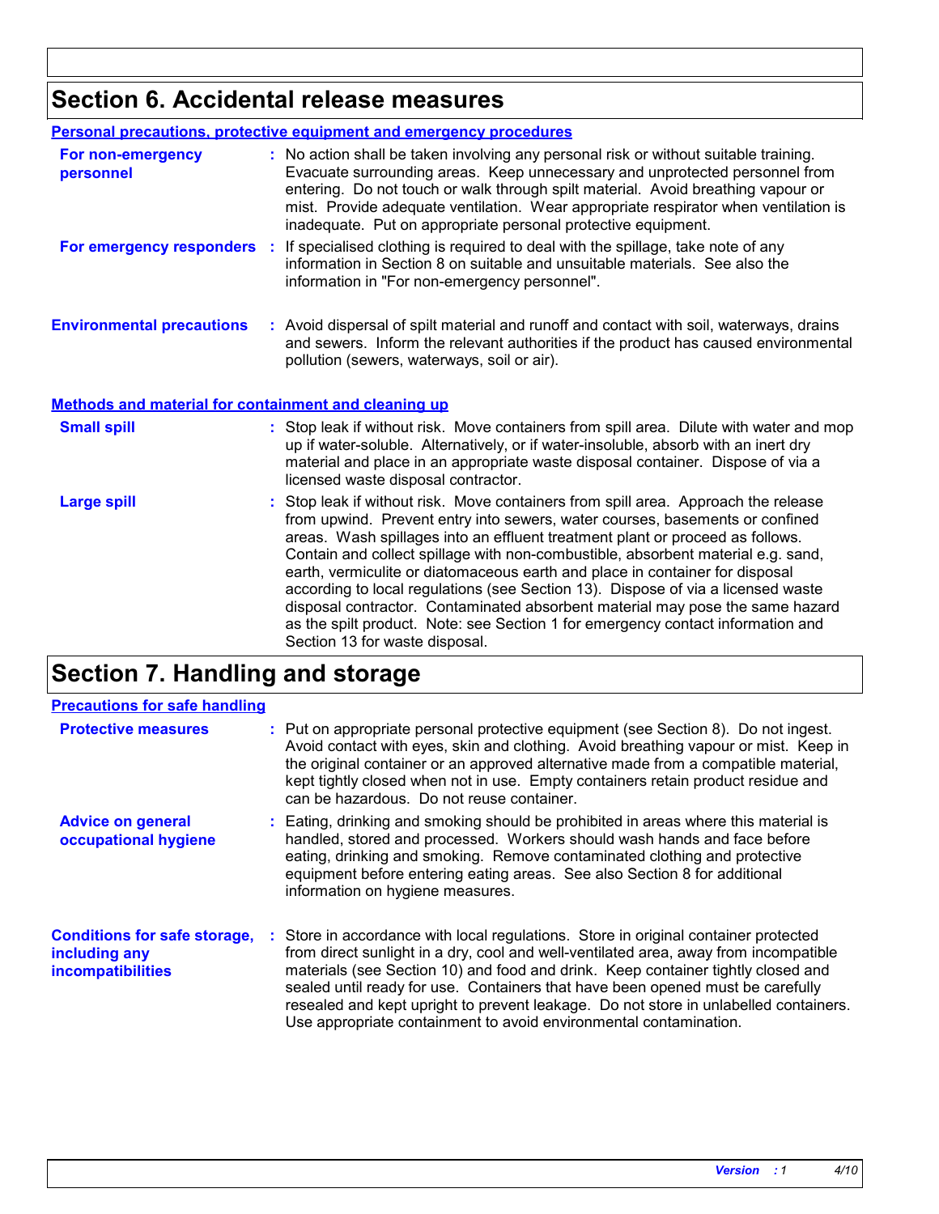## Section 6. Accidental release measures

### Personal precautions, protective equipment and emergency procedures

**For non-emergency personnel** : No action shall be taken involving any personal risk or without suitable training. Evacuate surrounding areas. Keep unnecessary and unprotected personnel from entering. Do not touch or walk through spilt material. Avoid breathing vapour or mist. Provide adequate ventilation. Wear appropriate respirator when ventilation is inadequate. Put on appropriate personal protective equipment.

**For emergency responders** : If specialised clothing is required to deal with the spillage, take note of any information in Section 8 on suitable and unsuitable materials. See also the information in "For non-emergency personnel".

**Environmental precautions** : Avoid dispersal of spilt material and runoff and contact with soil, waterways, drains and sewers. Inform the relevant authorities if the product has caused environmental pollution (sewers, waterways, soil or air).

### Methods and material for containment and cleaning up

**Small spill** : Stop leak if without risk. Move containers from spill area. Dilute with water and mop up if water-soluble. Alternatively, or if water-insoluble, absorb with an inert dry material and place in an appropriate waste disposal container. Dispose of via a licensed waste disposal contractor.

**Large spill** : Stop leak if without risk. Move containers from spill area. Approach the release from upwind. Prevent entry into sewers, water courses, basements or confined areas. Wash spillages into an effluent treatment plant or proceed as follows. Contain and collect spillage with non-combustible, absorbent material e.g. sand, earth, vermiculite or diatomaceous earth and place in container for disposal according to local regulations (see Section 13). Dispose of via a licensed waste disposal contractor. Contaminated absorbent material may pose the same hazard as the spilt product. Note: see Section 1 for emergency contact information and Section 13 for waste disposal.

## Section 7. Handling and storage

### Precautions for safe handling

**Protective measures** : Put on appropriate personal protective equipment (see Section 8). Do not ingest. Avoid contact with eyes, skin and clothing. Avoid breathing vapour or mist. Keep in the original container or an approved alternative made from a compatible material, kept tightly closed when not in use. Empty containers retain product residue and can be hazardous. Do not reuse container.

**Advice on general occupational hygiene** : Eating, drinking and smoking should be prohibited in areas where this material is handled, stored and processed. Workers should wash hands and face before eating, drinking and smoking. Remove contaminated clothing and protective equipment before entering eating areas. See also Section 8 for additional information on hygiene measures.

**Conditions for safe storage, including any incompatibilities** : Store in accordance with local regulations. Store in original container protected from direct sunlight in a dry, cool and well-ventilated area, away from incompatible materials (see Section 10) and food and drink. Keep container tightly closed and sealed until ready for use. Containers that have been opened must be carefully resealed and kept upright to prevent leakage. Do not store in unlabelled containers. Use appropriate containment to avoid environmental contamination.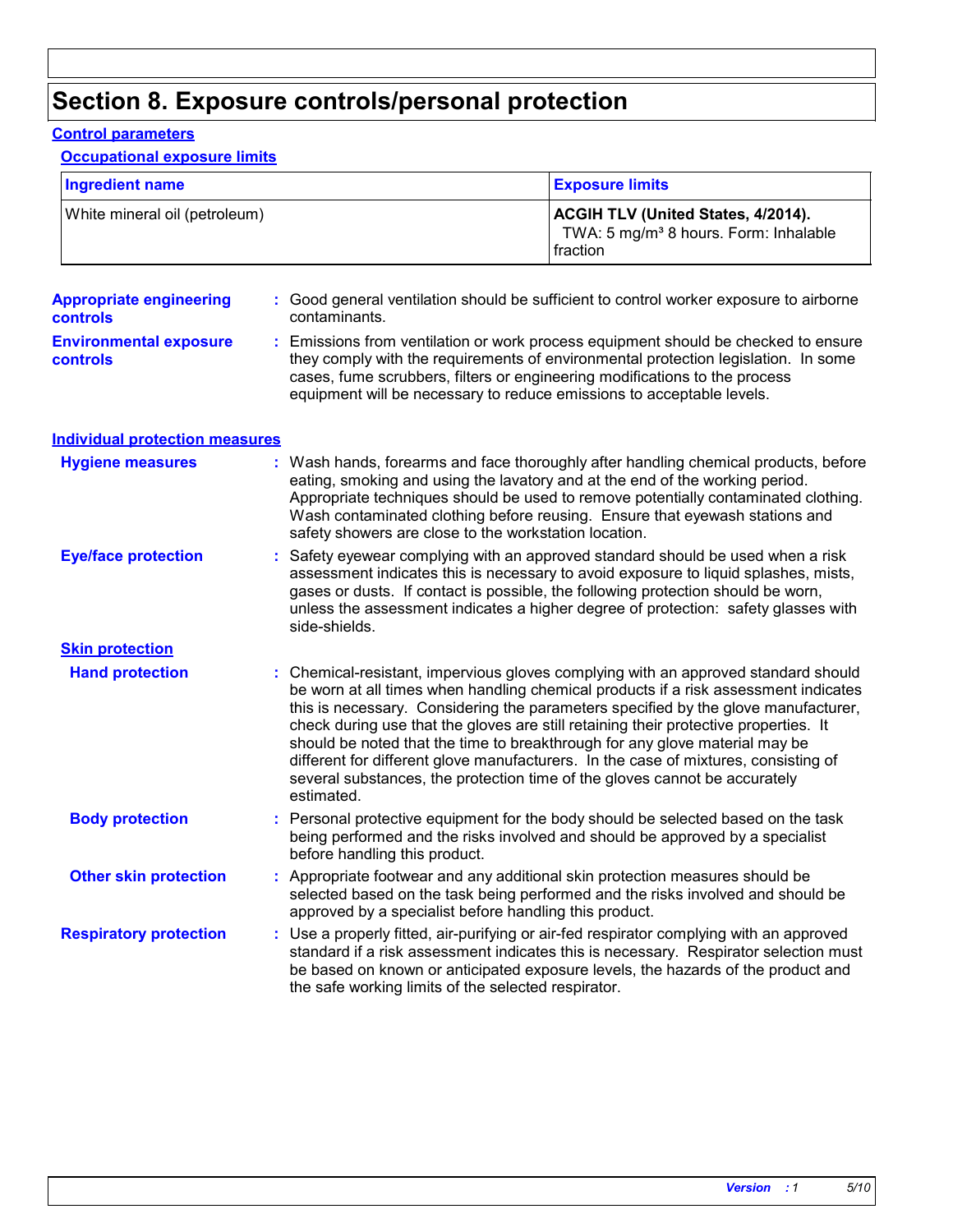# Section 8. Exposure controls/personal protection

## Control parameters

### Occupational exposure limits

| Ingredient name | Exposure limits |
| --- | --- |
| White mineral oil (petroleum) | **ACGIH TLV (United States, 4/2014).** TWA: 5 mg/m³ 8 hours. Form: Inhalable fraction |

**Appropriate engineering controls** : Good general ventilation should be sufficient to control worker exposure to airborne contaminants.

**Environmental exposure controls** : Emissions from ventilation or work process equipment should be checked to ensure they comply with the requirements of environmental protection legislation. In some cases, fume scrubbers, filters or engineering modifications to the process equipment will be necessary to reduce emissions to acceptable levels.

## Individual protection measures

**Hygiene measures** : Wash hands, forearms and face thoroughly after handling chemical products, before eating, smoking and using the lavatory and at the end of the working period. Appropriate techniques should be used to remove potentially contaminated clothing. Wash contaminated clothing before reusing. Ensure that eyewash stations and safety showers are close to the workstation location.

**Eye/face protection** : Safety eyewear complying with an approved standard should be used when a risk assessment indicates this is necessary to avoid exposure to liquid splashes, mists, gases or dusts. If contact is possible, the following protection should be worn, unless the assessment indicates a higher degree of protection: safety glasses with side-shields.

### Skin protection

**Hand protection** : Chemical-resistant, impervious gloves complying with an approved standard should be worn at all times when handling chemical products if a risk assessment indicates this is necessary. Considering the parameters specified by the glove manufacturer, check during use that the gloves are still retaining their protective properties. It should be noted that the time to breakthrough for any glove material may be different for different glove manufacturers. In the case of mixtures, consisting of several substances, the protection time of the gloves cannot be accurately estimated.

**Body protection** : Personal protective equipment for the body should be selected based on the task being performed and the risks involved and should be approved by a specialist before handling this product.

**Other skin protection** : Appropriate footwear and any additional skin protection measures should be selected based on the task being performed and the risks involved and should be approved by a specialist before handling this product.

**Respiratory protection** : Use a properly fitted, air-purifying or air-fed respirator complying with an approved standard if a risk assessment indicates this is necessary. Respirator selection must be based on known or anticipated exposure levels, the hazards of the product and the safe working limits of the selected respirator.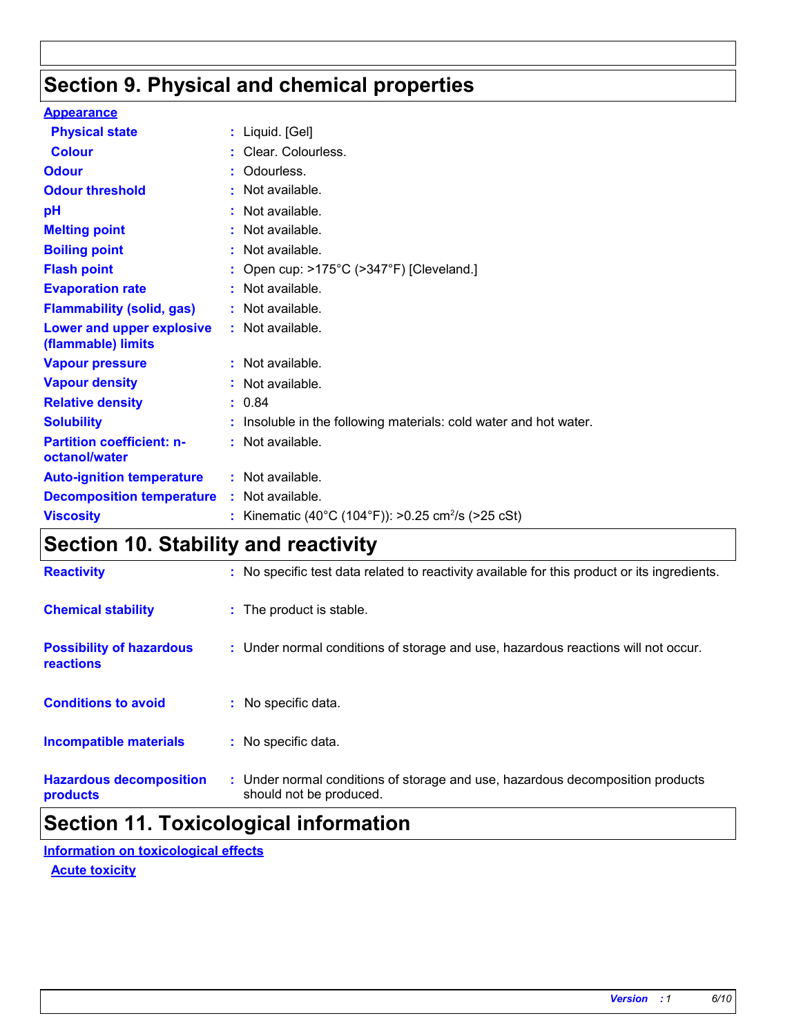# Section 9. Physical and chemical properties

**Appearance**

| | | |
|---|---|---|
| **Physical state** | : | Liquid. [Gel] |
| **Colour** | : | Clear. Colourless. |
| **Odour** | : | Odourless. |
| **Odour threshold** | : | Not available. |
| **pH** | : | Not available. |
| **Melting point** | : | Not available. |
| **Boiling point** | : | Not available. |
| **Flash point** | : | Open cup: >175°C (>347°F) [Cleveland.] |
| **Evaporation rate** | : | Not available. |
| **Flammability (solid, gas)** | : | Not available. |
| **Lower and upper explosive (flammable) limits** | : | Not available. |
| **Vapour pressure** | : | Not available. |
| **Vapour density** | : | Not available. |
| **Relative density** | : | 0.84 |
| **Solubility** | : | Insoluble in the following materials: cold water and hot water. |
| **Partition coefficient: n-octanol/water** | : | Not available. |
| **Auto-ignition temperature** | : | Not available. |
| **Decomposition temperature** | : | Not available. |
| **Viscosity** | : | Kinematic (40°C (104°F)): >0.25 $cm^2/s$ (>25 cSt) |

# Section 10. Stability and reactivity

| | | |
|---|---|---|
| **Reactivity** | : | No specific test data related to reactivity available for this product or its ingredients. |
| **Chemical stability** | : | The product is stable. |
| **Possibility of hazardous reactions** | : | Under normal conditions of storage and use, hazardous reactions will not occur. |
| **Conditions to avoid** | : | No specific data. |
| **Incompatible materials** | : | No specific data. |
| **Hazardous decomposition products** | : | Under normal conditions of storage and use, hazardous decomposition products should not be produced. |

# Section 11. Toxicological information

**Information on toxicological effects**

**Acute toxicity**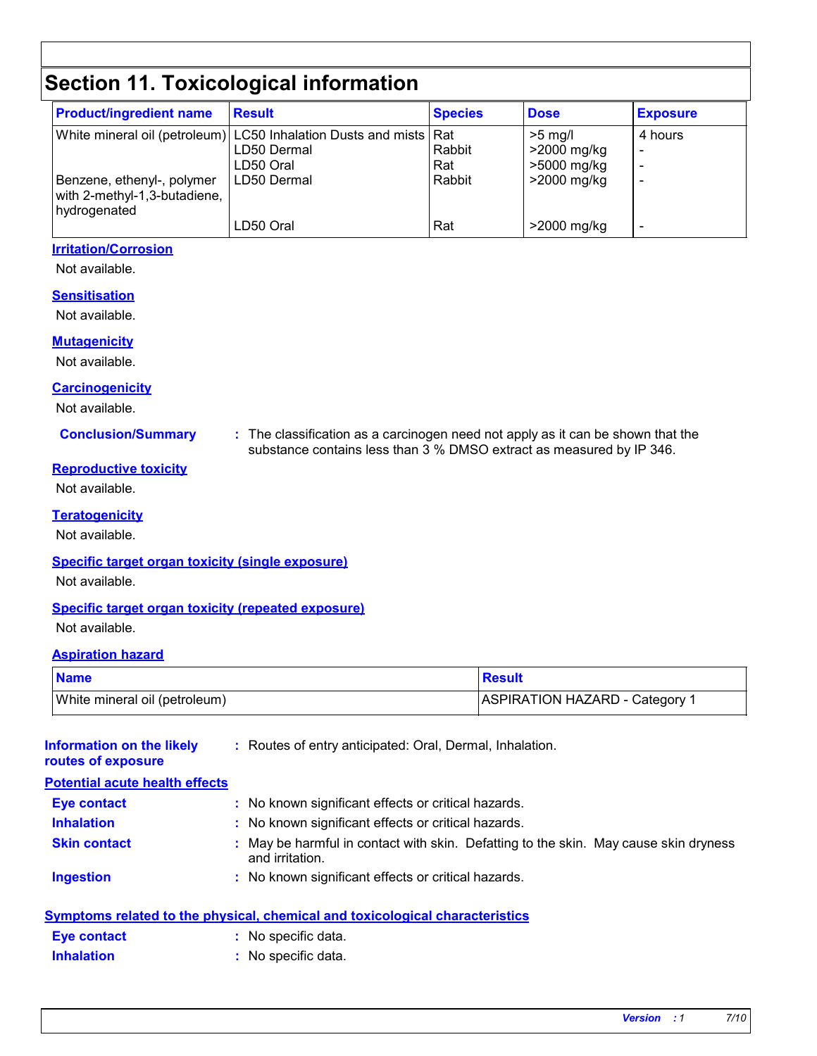# Section 11. Toxicological information

| Product/ingredient name | Result | Species | Dose | Exposure |
|---|---|---|---|---|
| White mineral oil (petroleum) | LC50 Inhalation Dusts and mists | Rat | >5 mg/l | 4 hours |
| | LD50 Dermal | Rabbit | >2000 mg/kg | - |
| | LD50 Oral | Rat | >5000 mg/kg | - |
| Benzene, ethenyl-, polymer with 2-methyl-1,3-butadiene, hydrogenated | LD50 Dermal | Rabbit | >2000 mg/kg | - |
| | LD50 Oral | Rat | >2000 mg/kg | - |

**Irritation/Corrosion**

Not available.

**Sensitisation**

Not available.

**Mutagenicity**

Not available.

**Carcinogenicity**

Not available.

**Conclusion/Summary** : The classification as a carcinogen need not apply as it can be shown that the substance contains less than 3 % DMSO extract as measured by IP 346.

**Reproductive toxicity**

Not available.

**Teratogenicity**

Not available.

**Specific target organ toxicity (single exposure)**

Not available.

**Specific target organ toxicity (repeated exposure)**

Not available.

**Aspiration hazard**

| Name | Result |
|---|---|
| White mineral oil (petroleum) | ASPIRATION HAZARD - Category 1 |

**Information on the likely routes of exposure** : Routes of entry anticipated: Oral, Dermal, Inhalation.

**Potential acute health effects**

**Eye contact** : No known significant effects or critical hazards.

**Inhalation** : No known significant effects or critical hazards.

**Skin contact** : May be harmful in contact with skin. Defatting to the skin. May cause skin dryness and irritation.

**Ingestion** : No known significant effects or critical hazards.

**Symptoms related to the physical, chemical and toxicological characteristics**

**Eye contact** : No specific data.

**Inhalation** : No specific data.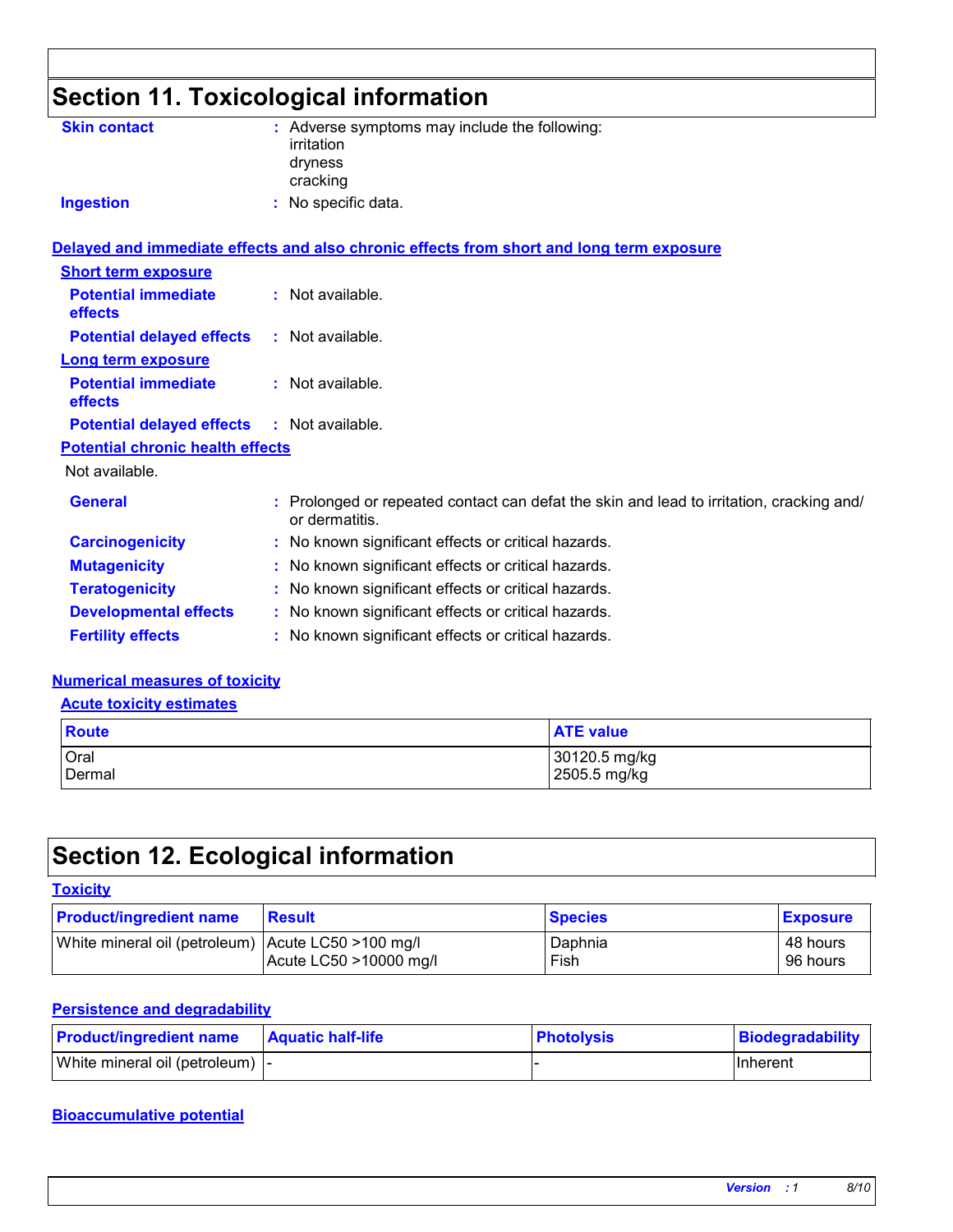## Section 11. Toxicological information

**Skin contact** : Adverse symptoms may include the following:
irritation
dryness
cracking

**Ingestion** : No specific data.

### Delayed and immediate effects and also chronic effects from short and long term exposure

#### Short term exposure

**Potential immediate effects** : Not available.

**Potential delayed effects** : Not available.

#### Long term exposure

**Potential immediate effects** : Not available.

**Potential delayed effects** : Not available.

#### Potential chronic health effects

Not available.

**General** : Prolonged or repeated contact can defat the skin and lead to irritation, cracking and/or dermatitis.

**Carcinogenicity** : No known significant effects or critical hazards.

**Mutagenicity** : No known significant effects or critical hazards.

**Teratogenicity** : No known significant effects or critical hazards.

**Developmental effects** : No known significant effects or critical hazards.

**Fertility effects** : No known significant effects or critical hazards.

### Numerical measures of toxicity

#### Acute toxicity estimates

| Route | ATE value |
|---|---|
| Oral | 30120.5 mg/kg |
| Dermal | 2505.5 mg/kg |

## Section 12. Ecological information

### Toxicity

| Product/ingredient name | Result | Species | Exposure |
|---|---|---|---|
| White mineral oil (petroleum) | Acute LC50 >100 mg/l | Daphnia | 48 hours |
| | Acute LC50 >10000 mg/l | Fish | 96 hours |

### Persistence and degradability

| Product/ingredient name | Aquatic half-life | Photolysis | Biodegradability |
|---|---|---|---|
| White mineral oil (petroleum) | - | - | Inherent |

### Bioaccumulative potential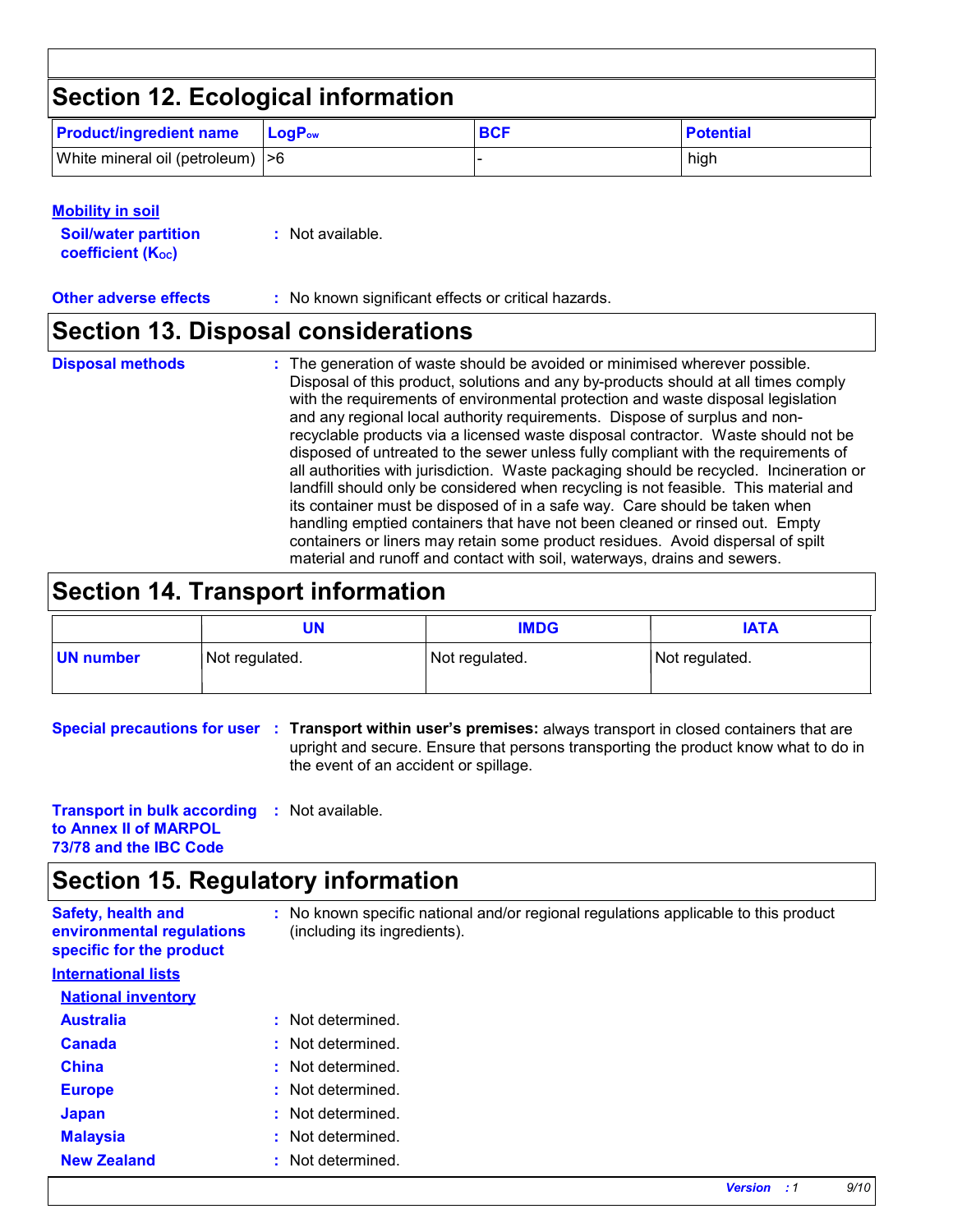## Section 12. Ecological information

| Product/ingredient name | $LogP_{ow}$ | BCF | Potential |
|---|---|---|---|
| White mineral oil (petroleum) | >6 | - | high |

**Mobility in soil**

**Soil/water partition coefficient ($K_{OC}$)** : Not available.

**Other adverse effects** : No known significant effects or critical hazards.

## Section 13. Disposal considerations

**Disposal methods** : The generation of waste should be avoided or minimised wherever possible. Disposal of this product, solutions and any by-products should at all times comply with the requirements of environmental protection and waste disposal legislation and any regional local authority requirements. Dispose of surplus and non-recyclable products via a licensed waste disposal contractor. Waste should not be disposed of untreated to the sewer unless fully compliant with the requirements of all authorities with jurisdiction. Waste packaging should be recycled. Incineration or landfill should only be considered when recycling is not feasible. This material and its container must be disposed of in a safe way. Care should be taken when handling emptied containers that have not been cleaned or rinsed out. Empty containers or liners may retain some product residues. Avoid dispersal of spilt material and runoff and contact with soil, waterways, drains and sewers.

## Section 14. Transport information

| | UN | IMDG | IATA |
|---|---|---|---|
| UN number | Not regulated. | Not regulated. | Not regulated. |

**Special precautions for user** : **Transport within user's premises:** always transport in closed containers that are upright and secure. Ensure that persons transporting the product know what to do in the event of an accident or spillage.

**Transport in bulk according to Annex II of MARPOL 73/78 and the IBC Code** : Not available.

## Section 15. Regulatory information

**Safety, health and environmental regulations specific for the product** : No known specific national and/or regional regulations applicable to this product (including its ingredients).

**International lists**

**National inventory**

**Australia** : Not determined.

**Canada** : Not determined.

**China** : Not determined.

**Europe** : Not determined.

**Japan** : Not determined.

**Malaysia** : Not determined.

**New Zealand** : Not determined.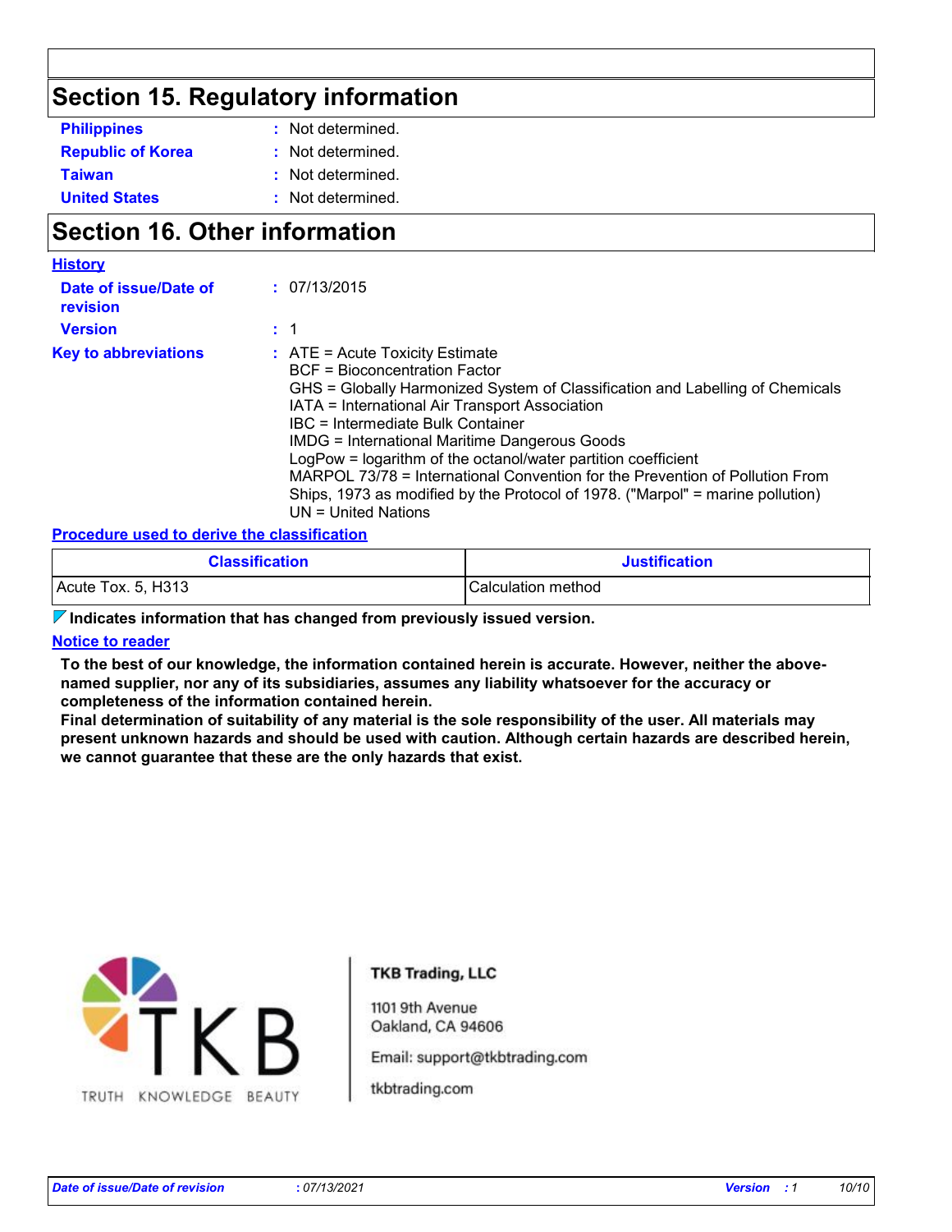## Section 15. Regulatory information

**Philippines** : Not determined.

**Republic of Korea** : Not determined.

**Taiwan** : Not determined.

**United States** : Not determined.

## Section 16. Other information

**History**

**Date of issue/Date of revision** : 07/13/2015

**Version** : 1

**Key to abbreviations** : ATE = Acute Toxicity Estimate
BCF = Bioconcentration Factor
GHS = Globally Harmonized System of Classification and Labelling of Chemicals
IATA = International Air Transport Association
IBC = Intermediate Bulk Container
IMDG = International Maritime Dangerous Goods
LogPow = logarithm of the octanol/water partition coefficient
MARPOL 73/78 = International Convention for the Prevention of Pollution From Ships, 1973 as modified by the Protocol of 1978. ("Marpol" = marine pollution)
UN = United Nations

**Procedure used to derive the classification**

| Classification | Justification |
| --- | --- |
| Acute Tox. 5, H313 | Calculation method |

**Indicates information that has changed from previously issued version.**

**Notice to reader**

**To the best of our knowledge, the information contained herein is accurate. However, neither the above-named supplier, nor any of its subsidiaries, assumes any liability whatsoever for the accuracy or completeness of the information contained herein.**
**Final determination of suitability of any material is the sole responsibility of the user. All materials may present unknown hazards and should be used with caution. Although certain hazards are described herein, we cannot guarantee that these are the only hazards that exist.**

TKB
TRUTH KNOWLEDGE BEAUTY

**TKB Trading, LLC**

1101 9th Avenue
Oakland, CA 94606

Email: support@tkbtrading.com

tkbtrading.com